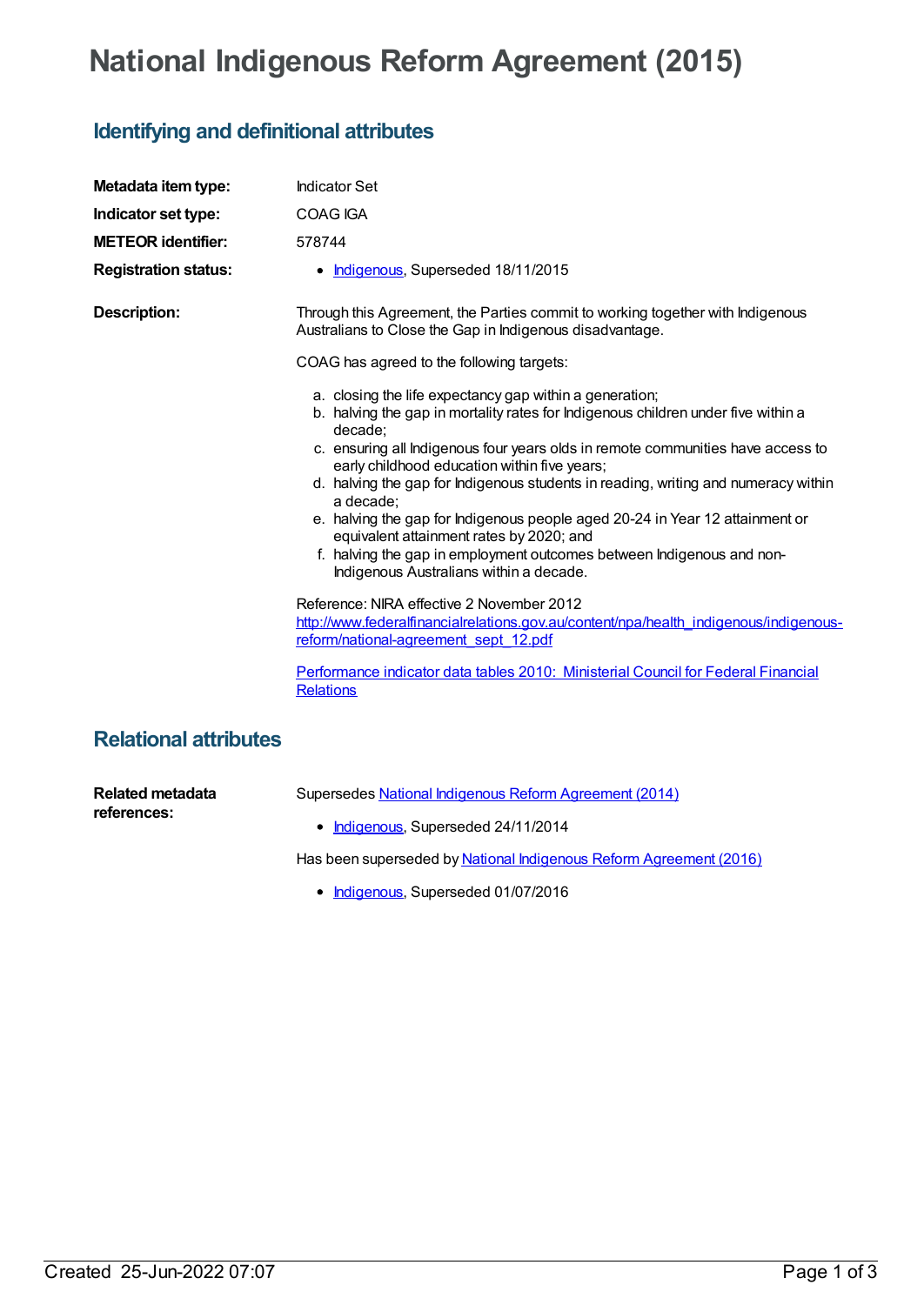# National Indigenous Reform Agreement (2015)

## Identifying and definitional attributes

**Metadata item type:** Indicator Set

**Indicator set type:** COAG IGA

**METEOR identifier:** 578744

**Registration status:**

- Indigenous, Superseded 18/11/2015

**Description:**

Through this Agreement, the Parties commit to working together with Indigenous Australians to Close the Gap in Indigenous disadvantage.

COAG has agreed to the following targets:

a. closing the life expectancy gap within a generation;
b. halving the gap in mortality rates for Indigenous children under five within a decade;
c. ensuring all Indigenous four years olds in remote communities have access to early childhood education within five years;
d. halving the gap for Indigenous students in reading, writing and numeracy within a decade;
e. halving the gap for Indigenous people aged 20-24 in Year 12 attainment or equivalent attainment rates by 2020; and
f. halving the gap in employment outcomes between Indigenous and non-Indigenous Australians within a decade.

Reference: NIRA effective 2 November 2012
http://www.federalfinancialrelations.gov.au/content/npa/health_indigenous/indigenous-reform/national-agreement_sept_12.pdf

Performance indicator data tables 2010: Ministerial Council for Federal Financial Relations

## Relational attributes

**Related metadata references:**

Supersedes National Indigenous Reform Agreement (2014)

- Indigenous, Superseded 24/11/2014

Has been superseded by National Indigenous Reform Agreement (2016)

- Indigenous, Superseded 01/07/2016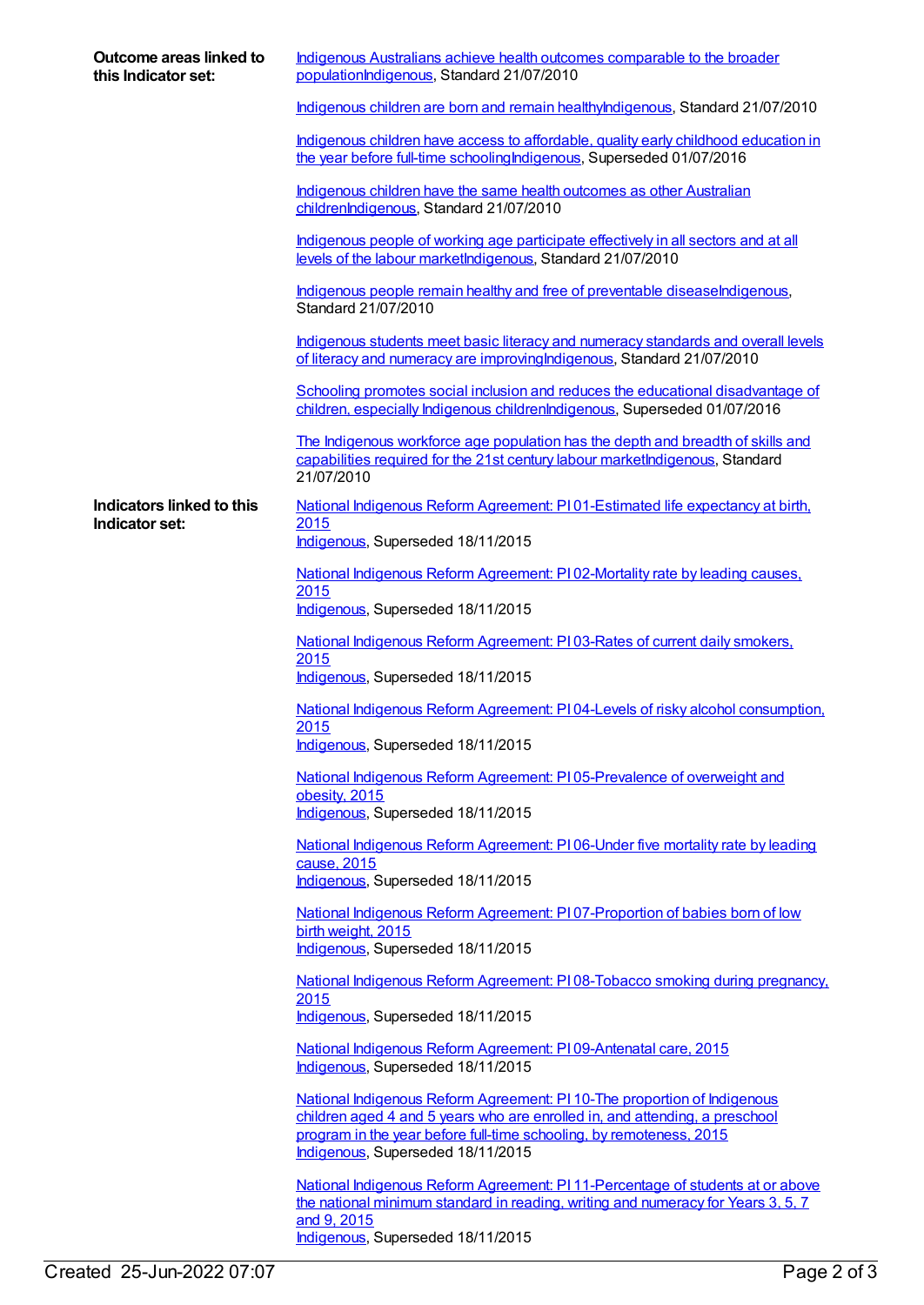**Outcome areas linked to this Indicator set:**

Indigenous Australians achieve health outcomes comparable to the broader populationIndigenous, Standard 21/07/2010

Indigenous children are born and remain healthyIndigenous, Standard 21/07/2010

Indigenous children have access to affordable, quality early childhood education in the year before full-time schoolingIndigenous, Superseded 01/07/2016

Indigenous children have the same health outcomes as other Australian childrenIndigenous, Standard 21/07/2010

Indigenous people of working age participate effectively in all sectors and at all levels of the labour marketIndigenous, Standard 21/07/2010

Indigenous people remain healthy and free of preventable diseaseIndigenous, Standard 21/07/2010

Indigenous students meet basic literacy and numeracy standards and overall levels of literacy and numeracy are improvingIndigenous, Standard 21/07/2010

Schooling promotes social inclusion and reduces the educational disadvantage of children, especially Indigenous childrenIndigenous, Superseded 01/07/2016

The Indigenous workforce age population has the depth and breadth of skills and capabilities required for the 21st century labour marketIndigenous, Standard 21/07/2010

**Indicators linked to this Indicator set:**

National Indigenous Reform Agreement: PI 01-Estimated life expectancy at birth, 2015
Indigenous, Superseded 18/11/2015

National Indigenous Reform Agreement: PI 02-Mortality rate by leading causes, 2015
Indigenous, Superseded 18/11/2015

National Indigenous Reform Agreement: PI 03-Rates of current daily smokers, 2015
Indigenous, Superseded 18/11/2015

National Indigenous Reform Agreement: PI 04-Levels of risky alcohol consumption, 2015
Indigenous, Superseded 18/11/2015

National Indigenous Reform Agreement: PI 05-Prevalence of overweight and obesity, 2015
Indigenous, Superseded 18/11/2015

National Indigenous Reform Agreement: PI 06-Under five mortality rate by leading cause, 2015
Indigenous, Superseded 18/11/2015

National Indigenous Reform Agreement: PI 07-Proportion of babies born of low birth weight, 2015
Indigenous, Superseded 18/11/2015

National Indigenous Reform Agreement: PI 08-Tobacco smoking during pregnancy, 2015
Indigenous, Superseded 18/11/2015

National Indigenous Reform Agreement: PI 09-Antenatal care, 2015
Indigenous, Superseded 18/11/2015

National Indigenous Reform Agreement: PI 10-The proportion of Indigenous children aged 4 and 5 years who are enrolled in, and attending, a preschool program in the year before full-time schooling, by remoteness, 2015
Indigenous, Superseded 18/11/2015

National Indigenous Reform Agreement: PI 11-Percentage of students at or above the national minimum standard in reading, writing and numeracy for Years 3, 5, 7 and 9, 2015
Indigenous, Superseded 18/11/2015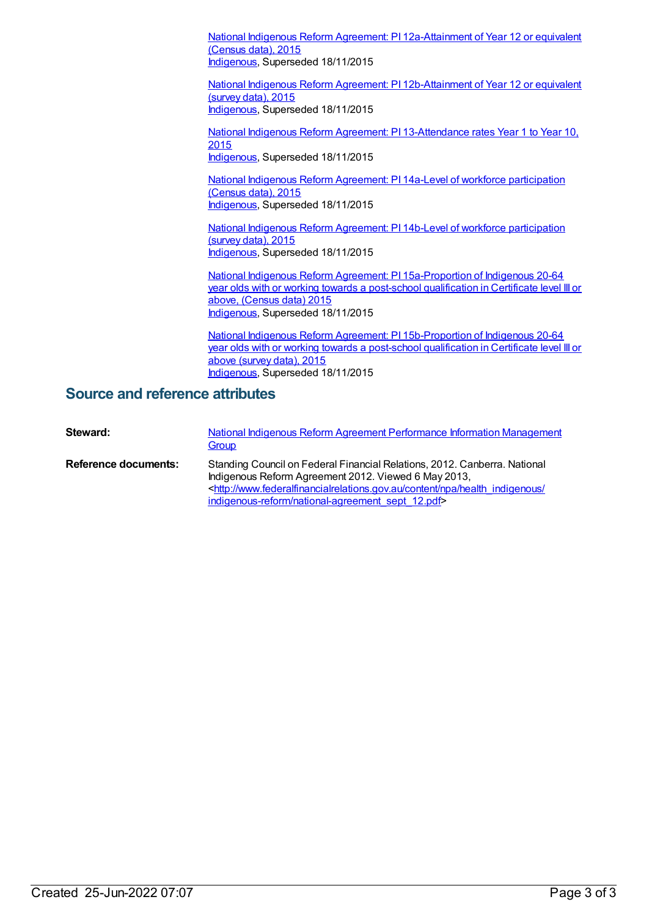National Indigenous Reform Agreement: PI 12a-Attainment of Year 12 or equivalent (Census data), 2015
Indigenous, Superseded 18/11/2015

National Indigenous Reform Agreement: PI 12b-Attainment of Year 12 or equivalent (survey data), 2015
Indigenous, Superseded 18/11/2015

National Indigenous Reform Agreement: PI 13-Attendance rates Year 1 to Year 10, 2015
Indigenous, Superseded 18/11/2015

National Indigenous Reform Agreement: PI 14a-Level of workforce participation (Census data), 2015
Indigenous, Superseded 18/11/2015

National Indigenous Reform Agreement: PI 14b-Level of workforce participation (survey data), 2015
Indigenous, Superseded 18/11/2015

National Indigenous Reform Agreement: PI 15a-Proportion of Indigenous 20-64 year olds with or working towards a post-school qualification in Certificate level III or above, (Census data) 2015
Indigenous, Superseded 18/11/2015

National Indigenous Reform Agreement: PI 15b-Proportion of Indigenous 20-64 year olds with or working towards a post-school qualification in Certificate level III or above (survey data), 2015
Indigenous, Superseded 18/11/2015

## Source and reference attributes

**Steward:** National Indigenous Reform Agreement Performance Information Management Group

**Reference documents:** Standing Council on Federal Financial Relations, 2012. Canberra. National Indigenous Reform Agreement 2012. Viewed 6 May 2013, <http://www.federalfinancialrelations.gov.au/content/npa/health_indigenous/indigenous-reform/national-agreement_sept_12.pdf>